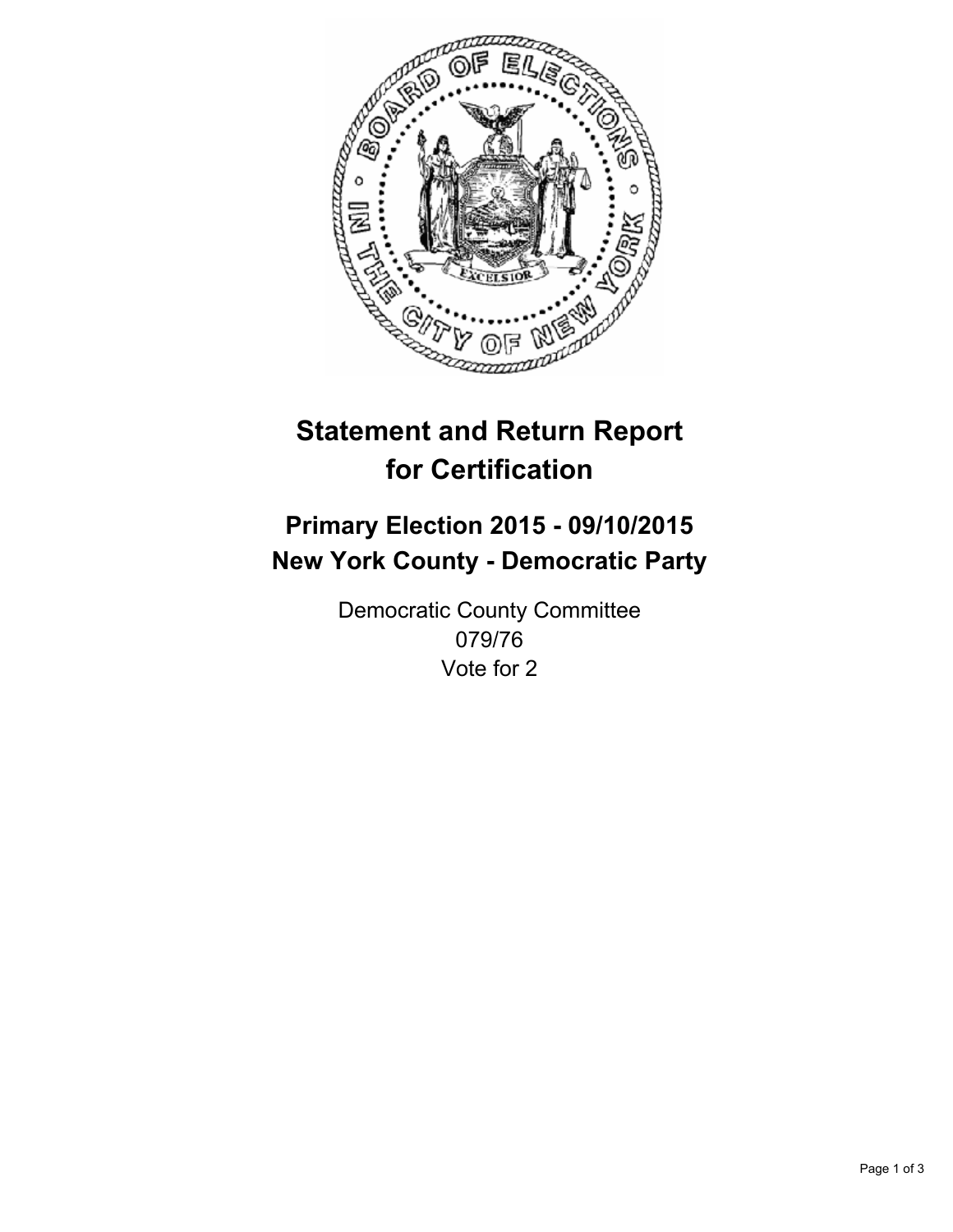# Statement and Return Report for Certification

## Primary Election 2015 - 09/10/2015
## New York County - Democratic Party

Democratic County Committee
079/76
Vote for 2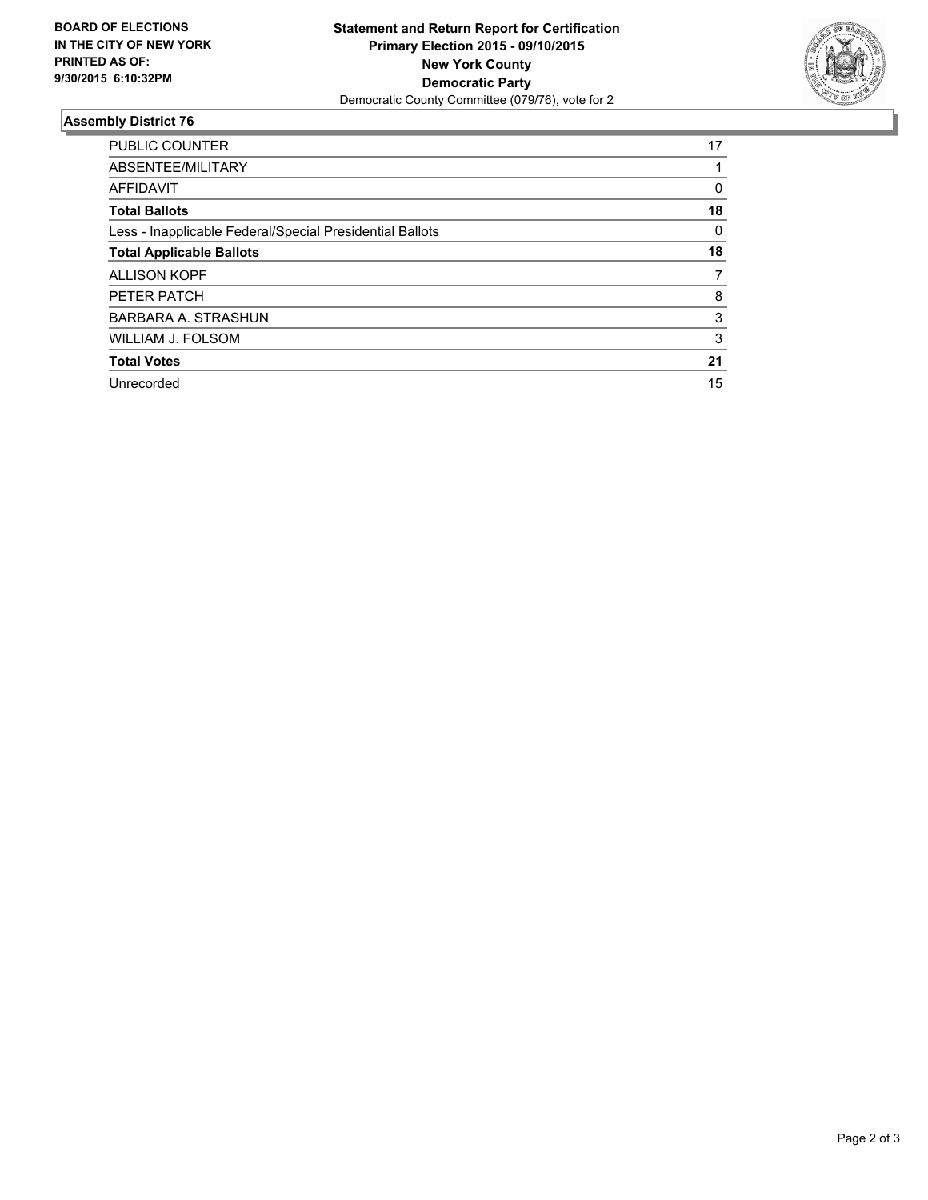BOARD OF ELECTIONS
IN THE CITY OF NEW YORK
PRINTED AS OF:
9/30/2015 6:10:32PM

**Statement and Return Report for Certification**
**Primary Election 2015 - 09/10/2015**
**New York County**
**Democratic Party**
Democratic County Committee (079/76), vote for 2

### Assembly District 76

| | |
|---|---|
| PUBLIC COUNTER | 17 |
| ABSENTEE/MILITARY | 1 |
| AFFIDAVIT | 0 |
| **Total Ballots** | **18** |
| Less - Inapplicable Federal/Special Presidential Ballots | 0 |
| **Total Applicable Ballots** | **18** |
| ALLISON KOPF | 7 |
| PETER PATCH | 8 |
| BARBARA A. STRASHUN | 3 |
| WILLIAM J. FOLSOM | 3 |
| **Total Votes** | **21** |
| Unrecorded | 15 |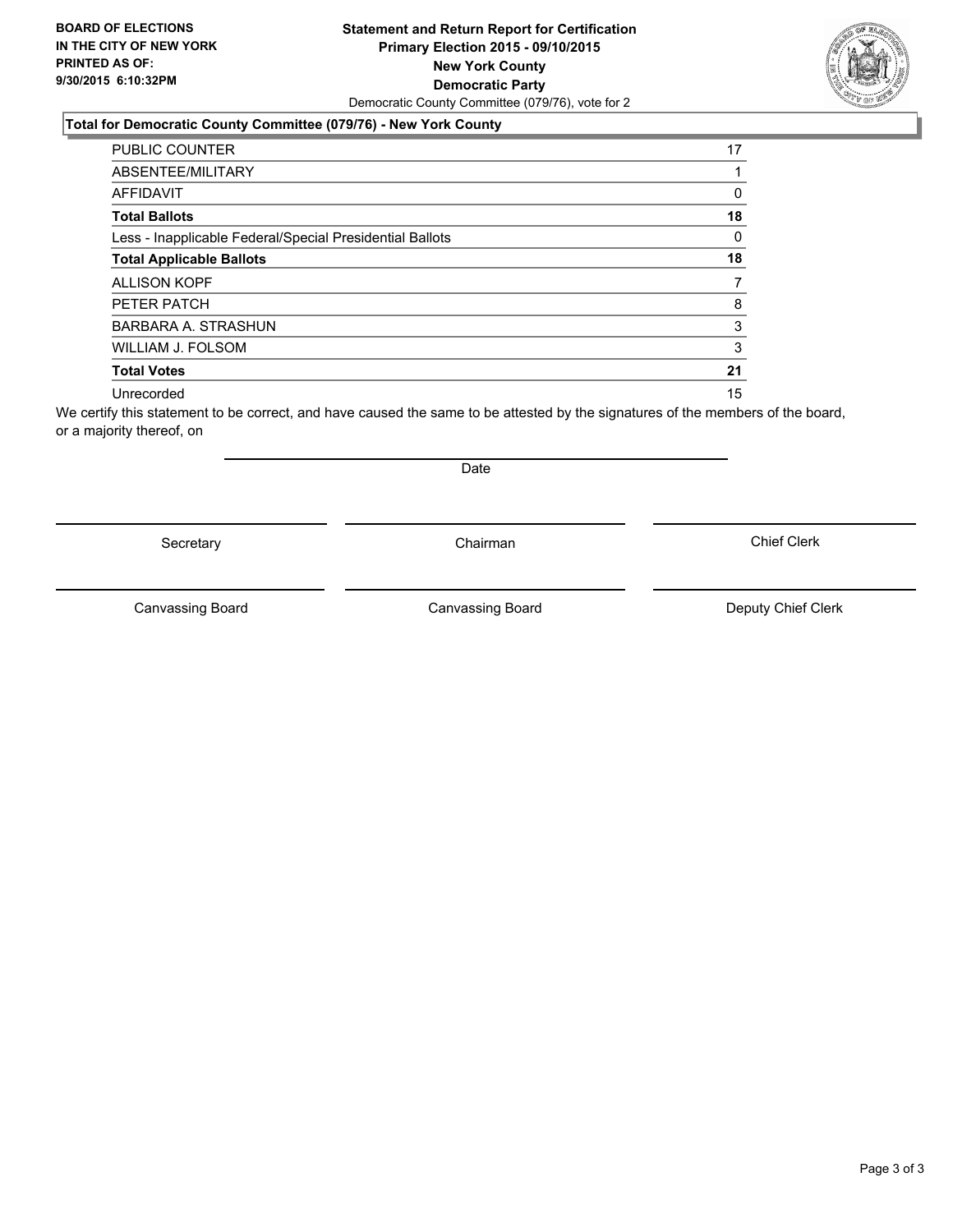**BOARD OF ELECTIONS**
**IN THE CITY OF NEW YORK**
**PRINTED AS OF:**
**9/30/2015 6:10:32PM**

**Statement and Return Report for Certification**
**Primary Election 2015 - 09/10/2015**
**New York County**
**Democratic Party**
Democratic County Committee (079/76), vote for 2

### Total for Democratic County Committee (079/76) - New York County

| | |
|---|---|
| PUBLIC COUNTER | 17 |
| ABSENTEE/MILITARY | 1 |
| AFFIDAVIT | 0 |
| **Total Ballots** | **18** |
| Less - Inapplicable Federal/Special Presidential Ballots | 0 |
| **Total Applicable Ballots** | **18** |
| ALLISON KOPF | 7 |
| PETER PATCH | 8 |
| BARBARA A. STRASHUN | 3 |
| WILLIAM J. FOLSOM | 3 |
| **Total Votes** | **21** |
| Unrecorded | 15 |

We certify this statement to be correct, and have caused the same to be attested by the signatures of the members of the board, or a majority thereof, on

Date

Secretary

Chairman

Chief Clerk

Canvassing Board

Canvassing Board

Deputy Chief Clerk